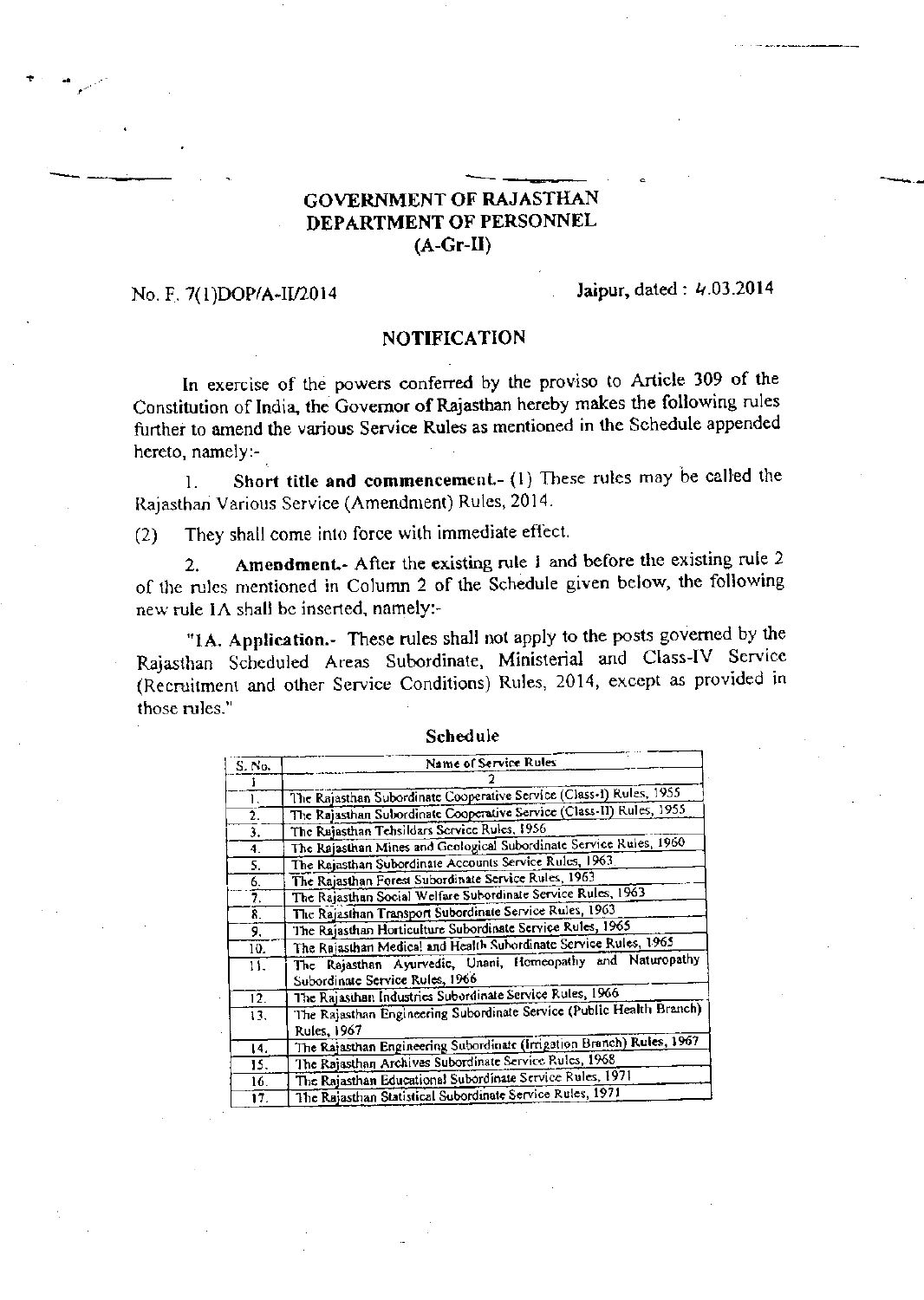# GOVERNMENT OF RAJASTHAN
## DEPARTMENT OF PERSONNEL
## (A-Gr-II)

No. F. 7(1)DOP/A-II/2014 Jaipur, dated : 4.03.2014

## NOTIFICATION

In exercise of the powers conferred by the proviso to Article 309 of the Constitution of India, the Governor of Rajasthan hereby makes the following rules further to amend the various Service Rules as mentioned in the Schedule appended hereto, namely:-

1. **Short title and commencement.**- (1) These rules may be called the Rajasthan Various Service (Amendment) Rules, 2014.

(2) They shall come into force with immediate effect.

2. **Amendment.**- After the existing rule 1 and before the existing rule 2 of the rules mentioned in Column 2 of the Schedule given below, the following new rule 1A shall be inserted, namely:-

"1A. Application.- These rules shall not apply to the posts governed by the Rajasthan Scheduled Areas Subordinate, Ministerial and Class-IV Service (Recruitment and other Service Conditions) Rules, 2014, except as provided in those rules."

**Schedule**

| S. No. | Name of Service Rules |
|---|---|
| 1 | 2 |
| 1. | The Rajasthan Subordinate Cooperative Service (Class-I) Rules, 1955 |
| 2. | The Rajasthan Subordinate Cooperative Service (Class-II) Rules, 1955 |
| 3. | The Rajasthan Tehsildars Service Rules, 1956 |
| 4. | The Rajasthan Mines and Geological Subordinate Service Rules, 1960 |
| 5. | The Rajasthan Subordinate Accounts Service Rules, 1963 |
| 6. | The Rajasthan Forest Subordinate Service Rules, 1963 |
| 7. | The Rajasthan Social Welfare Subordinate Service Rules, 1963 |
| 8. | The Rajasthan Transport Subordinate Service Rules, 1963 |
| 9. | The Rajasthan Horticulture Subordinate Service Rules, 1965 |
| 10. | The Rajasthan Medical and Health Subordinate Service Rules, 1965 |
| 11. | The Rajasthan Ayurvedic, Unani, Homeopathy and Naturopathy Subordinate Service Rules, 1966 |
| 12. | The Rajasthan Industries Subordinate Service Rules, 1966 |
| 13. | The Rajasthan Engineering Subordinate Service (Public Health Branch) Rules, 1967 |
| 14. | The Rajasthan Engineering Subordinate (Irrigation Branch) Rules, 1967 |
| 15. | The Rajasthan Archives Subordinate Service Rules, 1968 |
| 16. | The Rajasthan Educational Subordinate Service Rules, 1971 |
| 17. | The Rajasthan Statistical Subordinate Service Rules, 1971 |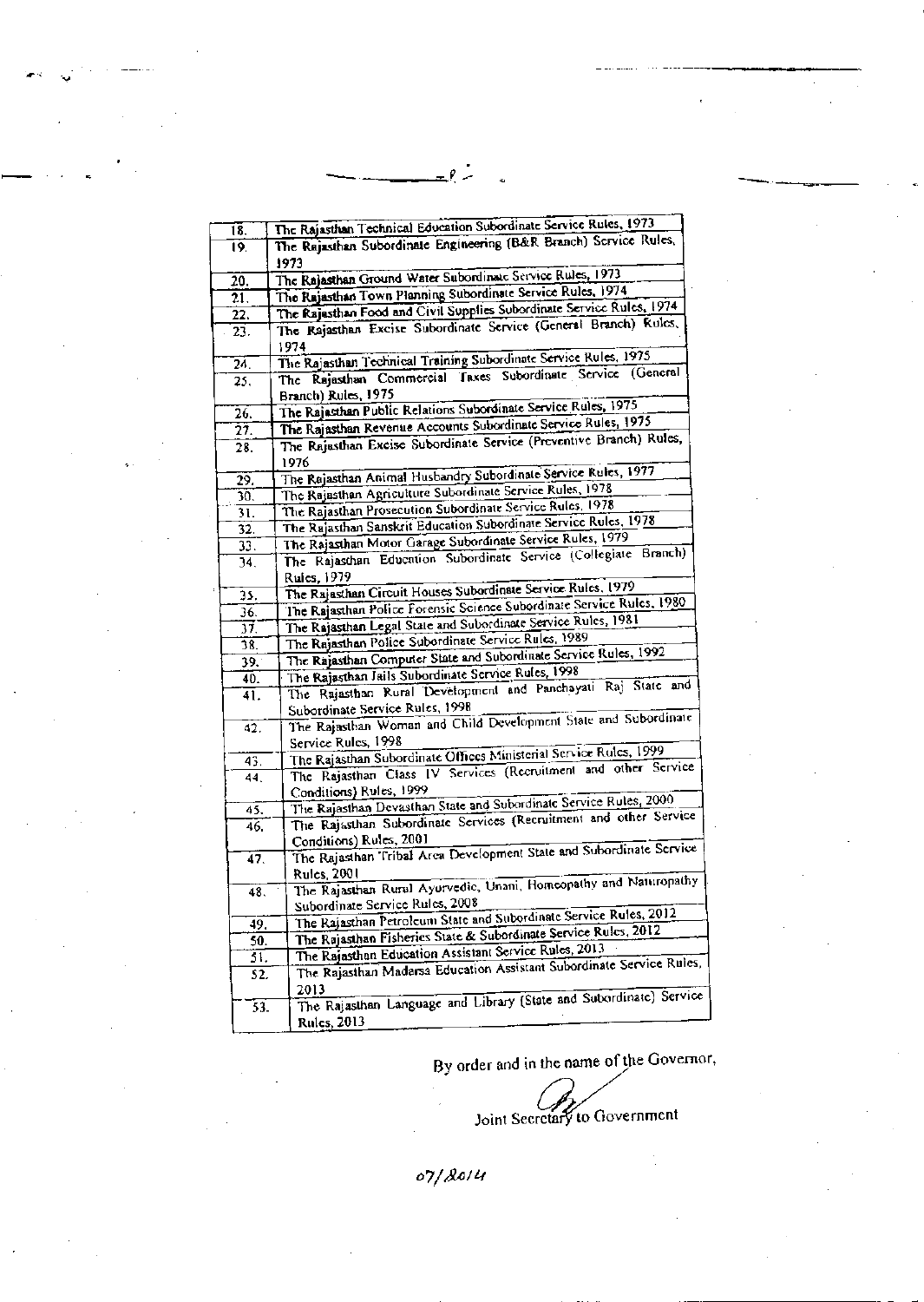| | |
|---|---|
| 18. | The Rajasthan Technical Education Subordinate Service Rules, 1973 |
| 19. | The Rajasthan Subordinate Engineering (B&R Branch) Service Rules, 1973 |
| 20. | The Rajasthan Ground Water Subordinate Service Rules, 1973 |
| 21. | The Rajasthan Town Planning Subordinate Service Rules, 1974 |
| 22. | The Rajasthan Food and Civil Supplies Subordinate Service Rules, 1974 |
| 23. | The Rajasthan Excise Subordinate Service (General Branch) Rules, 1974 |
| 24. | The Rajasthan Technical Training Subordinate Service Rules, 1975 |
| 25. | The Rajasthan Commercial Taxes Subordinate Service (General Branch) Rules, 1975 |
| 26. | The Rajasthan Public Relations Subordinate Service Rules, 1975 |
| 27. | The Rajasthan Revenue Accounts Subordinate Service Rules, 1975 |
| 28. | The Rajasthan Excise Subordinate Service (Preventive Branch) Rules, 1976 |
| 29. | The Rajasthan Animal Husbandry Subordinate Service Rules, 1977 |
| 30. | The Rajasthan Agriculture Subordinate Service Rules, 1978 |
| 31. | The Rajasthan Prosecution Subordinate Service Rules, 1978 |
| 32. | The Rajasthan Sanskrit Education Subordinate Service Rules, 1978 |
| 33. | The Rajasthan Motor Garage Subordinate Service Rules, 1979 |
| 34. | The Rajasthan Education Subordinate Service (Collegiate Branch) Rules, 1979 |
| 35. | The Rajasthan Circuit Houses Subordinate Service Rules, 1979 |
| 36. | The Rajasthan Police Forensic Science Subordinate Service Rules, 1980 |
| 37. | The Rajasthan Legal State and Subordinate Service Rules, 1981 |
| 38. | The Rajasthan Police Subordinate Service Rules, 1989 |
| 39. | The Rajasthan Computer State and Subordinate Service Rules, 1992 |
| 40. | The Rajasthan Jails Subordinate Service Rules, 1998 |
| 41. | The Rajasthan Rural Development and Panchayati Raj State and Subordinate Service Rules, 1998 |
| 42. | The Rajasthan Woman and Child Development State and Subordinate Service Rules, 1998 |
| 43. | The Rajasthan Subordinate Offices Ministerial Service Rules, 1999 |
| 44. | The Rajasthan Class IV Services (Recruitment and other Service Conditions) Rules, 1999 |
| 45. | The Rajasthan Devasthan State and Subordinate Service Rules, 2000 |
| 46. | The Rajasthan Subordinate Services (Recruitment and other Service Conditions) Rules, 2001 |
| 47. | The Rajasthan Tribal Area Development State and Subordinate Service Rules, 2001 |
| 48. | The Rajasthan Rural Ayurvedic, Unani, Homeopathy and Naturopathy Subordinate Service Rules, 2008 |
| 49. | The Rajasthan Petroleum State and Subordinate Service Rules, 2012 |
| 50. | The Rajasthan Fisheries State & Subordinate Service Rules, 2012 |
| 51. | The Rajasthan Education Assistant Service Rules, 2013 |
| 52. | The Rajasthan Madersa Education Assistant Subordinate Service Rules, 2013 |
| 53. | The Rajasthan Language and Library (State and Subordinate) Service Rules, 2013 |

By order and in the name of the Governor,

Joint Secretary to Government

07/2014